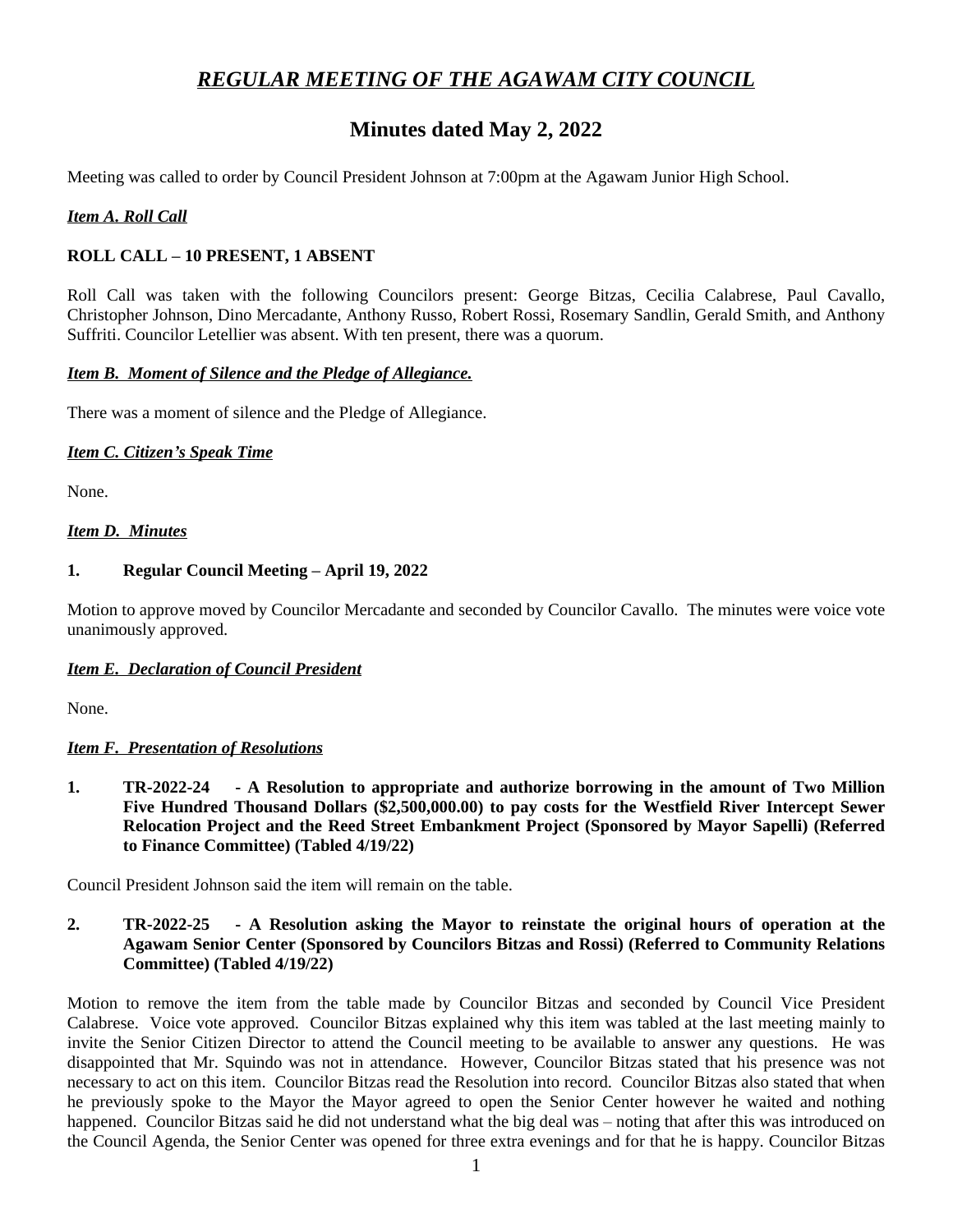# *REGULAR MEETING OF THE AGAWAM CITY COUNCIL*

## Minutes dated May 2, 2022

Meeting was called to order by Council President Johnson at 7:00pm at the Agawam Junior High School.

### *Item A. Roll Call*

**ROLL CALL – 10 PRESENT, 1 ABSENT**

Roll Call was taken with the following Councilors present: George Bitzas, Cecilia Calabrese, Paul Cavallo, Christopher Johnson, Dino Mercadante, Anthony Russo, Robert Rossi, Rosemary Sandlin, Gerald Smith, and Anthony Suffriti. Councilor Letellier was absent. With ten present, there was a quorum.

### *Item B. Moment of Silence and the Pledge of Allegiance.*

There was a moment of silence and the Pledge of Allegiance.

### *Item C. Citizen's Speak Time*

None.

### *Item D. Minutes*

**1. Regular Council Meeting – April 19, 2022**

Motion to approve moved by Councilor Mercadante and seconded by Councilor Cavallo. The minutes were voice vote unanimously approved.

### *Item E. Declaration of Council President*

None.

### *Item F. Presentation of Resolutions*

**1. TR-2022-24 - A Resolution to appropriate and authorize borrowing in the amount of Two Million Five Hundred Thousand Dollars ($2,500,000.00) to pay costs for the Westfield River Intercept Sewer Relocation Project and the Reed Street Embankment Project (Sponsored by Mayor Sapelli) (Referred to Finance Committee) (Tabled 4/19/22)**

Council President Johnson said the item will remain on the table.

**2. TR-2022-25 - A Resolution asking the Mayor to reinstate the original hours of operation at the Agawam Senior Center (Sponsored by Councilors Bitzas and Rossi) (Referred to Community Relations Committee) (Tabled 4/19/22)**

Motion to remove the item from the table made by Councilor Bitzas and seconded by Council Vice President Calabrese. Voice vote approved. Councilor Bitzas explained why this item was tabled at the last meeting mainly to invite the Senior Citizen Director to attend the Council meeting to be available to answer any questions. He was disappointed that Mr. Squindo was not in attendance. However, Councilor Bitzas stated that his presence was not necessary to act on this item. Councilor Bitzas read the Resolution into record. Councilor Bitzas also stated that when he previously spoke to the Mayor the Mayor agreed to open the Senior Center however he waited and nothing happened. Councilor Bitzas said he did not understand what the big deal was – noting that after this was introduced on the Council Agenda, the Senior Center was opened for three extra evenings and for that he is happy. Councilor Bitzas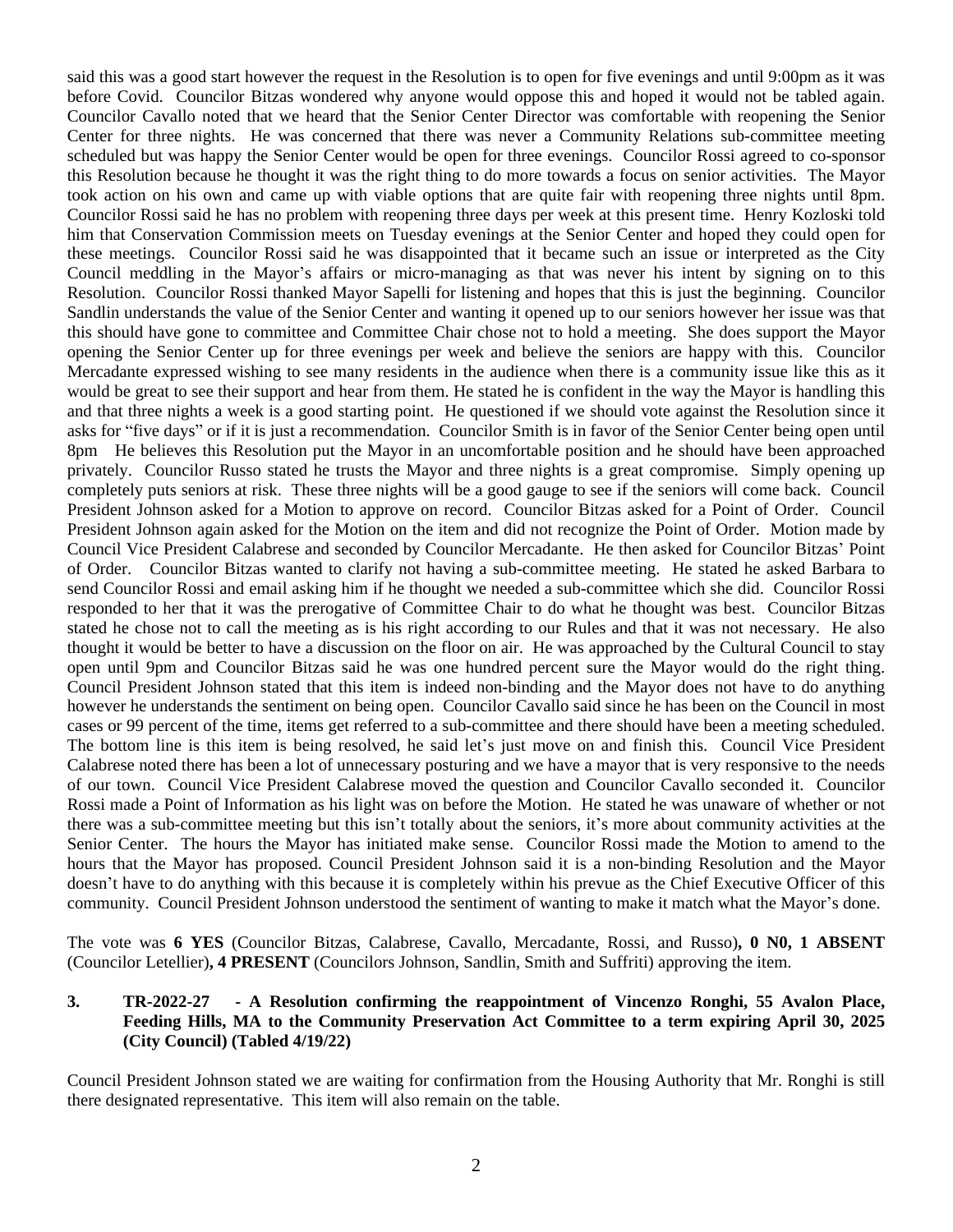said this was a good start however the request in the Resolution is to open for five evenings and until 9:00pm as it was before Covid. Councilor Bitzas wondered why anyone would oppose this and hoped it would not be tabled again. Councilor Cavallo noted that we heard that the Senior Center Director was comfortable with reopening the Senior Center for three nights. He was concerned that there was never a Community Relations sub-committee meeting scheduled but was happy the Senior Center would be open for three evenings. Councilor Rossi agreed to co-sponsor this Resolution because he thought it was the right thing to do more towards a focus on senior activities. The Mayor took action on his own and came up with viable options that are quite fair with reopening three nights until 8pm. Councilor Rossi said he has no problem with reopening three days per week at this present time. Henry Kozloski told him that Conservation Commission meets on Tuesday evenings at the Senior Center and hoped they could open for these meetings. Councilor Rossi said he was disappointed that it became such an issue or interpreted as the City Council meddling in the Mayor's affairs or micro-managing as that was never his intent by signing on to this Resolution. Councilor Rossi thanked Mayor Sapelli for listening and hopes that this is just the beginning. Councilor Sandlin understands the value of the Senior Center and wanting it opened up to our seniors however her issue was that this should have gone to committee and Committee Chair chose not to hold a meeting. She does support the Mayor opening the Senior Center up for three evenings per week and believe the seniors are happy with this. Councilor Mercadante expressed wishing to see many residents in the audience when there is a community issue like this as it would be great to see their support and hear from them. He stated he is confident in the way the Mayor is handling this and that three nights a week is a good starting point. He questioned if we should vote against the Resolution since it asks for "five days" or if it is just a recommendation. Councilor Smith is in favor of the Senior Center being open until 8pm He believes this Resolution put the Mayor in an uncomfortable position and he should have been approached privately. Councilor Russo stated he trusts the Mayor and three nights is a great compromise. Simply opening up completely puts seniors at risk. These three nights will be a good gauge to see if the seniors will come back. Council President Johnson asked for a Motion to approve on record. Councilor Bitzas asked for a Point of Order. Council President Johnson again asked for the Motion on the item and did not recognize the Point of Order. Motion made by Council Vice President Calabrese and seconded by Councilor Mercadante. He then asked for Councilor Bitzas' Point of Order. Councilor Bitzas wanted to clarify not having a sub-committee meeting. He stated he asked Barbara to send Councilor Rossi and email asking him if he thought we needed a sub-committee which she did. Councilor Rossi responded to her that it was the prerogative of Committee Chair to do what he thought was best. Councilor Bitzas stated he chose not to call the meeting as is his right according to our Rules and that it was not necessary. He also thought it would be better to have a discussion on the floor on air. He was approached by the Cultural Council to stay open until 9pm and Councilor Bitzas said he was one hundred percent sure the Mayor would do the right thing. Council President Johnson stated that this item is indeed non-binding and the Mayor does not have to do anything however he understands the sentiment on being open. Councilor Cavallo said since he has been on the Council in most cases or 99 percent of the time, items get referred to a sub-committee and there should have been a meeting scheduled. The bottom line is this item is being resolved, he said let's just move on and finish this. Council Vice President Calabrese noted there has been a lot of unnecessary posturing and we have a mayor that is very responsive to the needs of our town. Council Vice President Calabrese moved the question and Councilor Cavallo seconded it. Councilor Rossi made a Point of Information as his light was on before the Motion. He stated he was unaware of whether or not there was a sub-committee meeting but this isn't totally about the seniors, it's more about community activities at the Senior Center. The hours the Mayor has initiated make sense. Councilor Rossi made the Motion to amend to the hours that the Mayor has proposed. Council President Johnson said it is a non-binding Resolution and the Mayor doesn't have to do anything with this because it is completely within his prevue as the Chief Executive Officer of this community. Council President Johnson understood the sentiment of wanting to make it match what the Mayor's done.

The vote was **6 YES** (Councilor Bitzas, Calabrese, Cavallo, Mercadante, Rossi, and Russo)**, 0 N0, 1 ABSENT** (Councilor Letellier)**, 4 PRESENT** (Councilors Johnson, Sandlin, Smith and Suffriti) approving the item.

**3. TR-2022-27 - A Resolution confirming the reappointment of Vincenzo Ronghi, 55 Avalon Place, Feeding Hills, MA to the Community Preservation Act Committee to a term expiring April 30, 2025 (City Council) (Tabled 4/19/22)**

Council President Johnson stated we are waiting for confirmation from the Housing Authority that Mr. Ronghi is still there designated representative. This item will also remain on the table.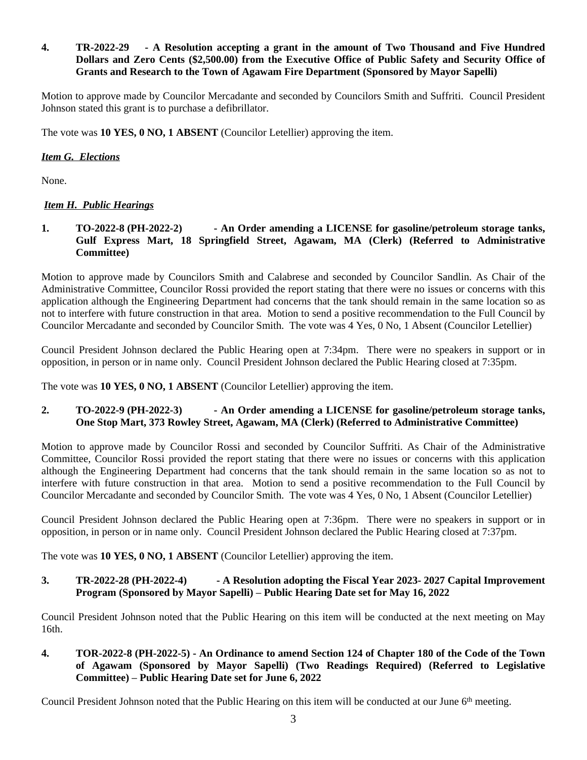**4. TR-2022-29 - A Resolution accepting a grant in the amount of Two Thousand and Five Hundred Dollars and Zero Cents ($2,500.00) from the Executive Office of Public Safety and Security Office of Grants and Research to the Town of Agawam Fire Department (Sponsored by Mayor Sapelli)**

Motion to approve made by Councilor Mercadante and seconded by Councilors Smith and Suffriti. Council President Johnson stated this grant is to purchase a defibrillator.

The vote was **10 YES, 0 NO, 1 ABSENT** (Councilor Letellier) approving the item.

***Item G. Elections***

None.

***Item H. Public Hearings***

**1. TO-2022-8 (PH-2022-2) - An Order amending a LICENSE for gasoline/petroleum storage tanks, Gulf Express Mart, 18 Springfield Street, Agawam, MA (Clerk) (Referred to Administrative Committee)**

Motion to approve made by Councilors Smith and Calabrese and seconded by Councilor Sandlin. As Chair of the Administrative Committee, Councilor Rossi provided the report stating that there were no issues or concerns with this application although the Engineering Department had concerns that the tank should remain in the same location so as not to interfere with future construction in that area. Motion to send a positive recommendation to the Full Council by Councilor Mercadante and seconded by Councilor Smith. The vote was 4 Yes, 0 No, 1 Absent (Councilor Letellier)

Council President Johnson declared the Public Hearing open at 7:34pm. There were no speakers in support or in opposition, in person or in name only. Council President Johnson declared the Public Hearing closed at 7:35pm.

The vote was **10 YES, 0 NO, 1 ABSENT** (Councilor Letellier) approving the item.

**2. TO-2022-9 (PH-2022-3) - An Order amending a LICENSE for gasoline/petroleum storage tanks, One Stop Mart, 373 Rowley Street, Agawam, MA (Clerk) (Referred to Administrative Committee)**

Motion to approve made by Councilor Rossi and seconded by Councilor Suffriti. As Chair of the Administrative Committee, Councilor Rossi provided the report stating that there were no issues or concerns with this application although the Engineering Department had concerns that the tank should remain in the same location so as not to interfere with future construction in that area. Motion to send a positive recommendation to the Full Council by Councilor Mercadante and seconded by Councilor Smith. The vote was 4 Yes, 0 No, 1 Absent (Councilor Letellier)

Council President Johnson declared the Public Hearing open at 7:36pm. There were no speakers in support or in opposition, in person or in name only. Council President Johnson declared the Public Hearing closed at 7:37pm.

The vote was **10 YES, 0 NO, 1 ABSENT** (Councilor Letellier) approving the item.

**3. TR-2022-28 (PH-2022-4) - A Resolution adopting the Fiscal Year 2023- 2027 Capital Improvement Program (Sponsored by Mayor Sapelli) – Public Hearing Date set for May 16, 2022**

Council President Johnson noted that the Public Hearing on this item will be conducted at the next meeting on May 16th.

**4. TOR-2022-8 (PH-2022-5) - An Ordinance to amend Section 124 of Chapter 180 of the Code of the Town of Agawam (Sponsored by Mayor Sapelli) (Two Readings Required) (Referred to Legislative Committee) – Public Hearing Date set for June 6, 2022**

Council President Johnson noted that the Public Hearing on this item will be conducted at our June 6th meeting.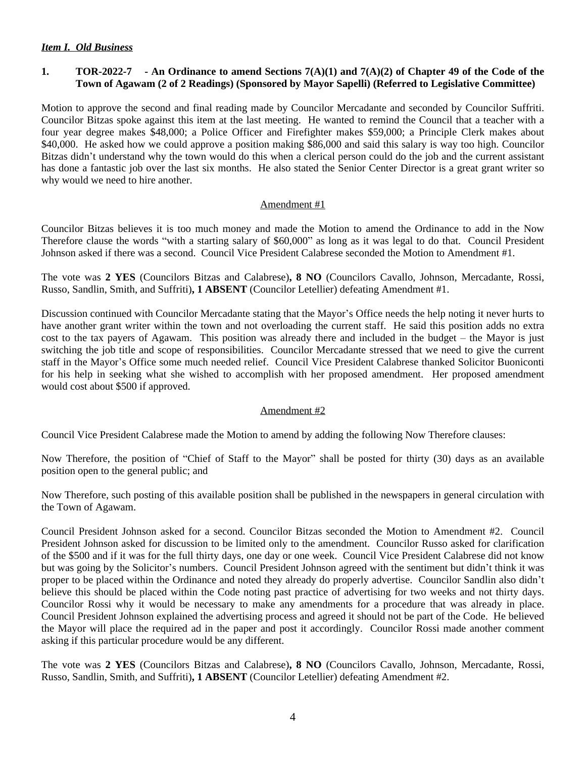***Item I. Old Business***

**1. TOR-2022-7 - An Ordinance to amend Sections 7(A)(1) and 7(A)(2) of Chapter 49 of the Code of the Town of Agawam (2 of 2 Readings) (Sponsored by Mayor Sapelli) (Referred to Legislative Committee)**

Motion to approve the second and final reading made by Councilor Mercadante and seconded by Councilor Suffriti. Councilor Bitzas spoke against this item at the last meeting. He wanted to remind the Council that a teacher with a four year degree makes $48,000; a Police Officer and Firefighter makes $59,000; a Principle Clerk makes about $40,000. He asked how we could approve a position making $86,000 and said this salary is way too high. Councilor Bitzas didn't understand why the town would do this when a clerical person could do the job and the current assistant has done a fantastic job over the last six months. He also stated the Senior Center Director is a great grant writer so why would we need to hire another.

Amendment #1

Councilor Bitzas believes it is too much money and made the Motion to amend the Ordinance to add in the Now Therefore clause the words "with a starting salary of $60,000" as long as it was legal to do that. Council President Johnson asked if there was a second. Council Vice President Calabrese seconded the Motion to Amendment #1.

The vote was **2 YES** (Councilors Bitzas and Calabrese)**, 8 NO** (Councilors Cavallo, Johnson, Mercadante, Rossi, Russo, Sandlin, Smith, and Suffriti)**, 1 ABSENT** (Councilor Letellier) defeating Amendment #1.

Discussion continued with Councilor Mercadante stating that the Mayor's Office needs the help noting it never hurts to have another grant writer within the town and not overloading the current staff. He said this position adds no extra cost to the tax payers of Agawam. This position was already there and included in the budget – the Mayor is just switching the job title and scope of responsibilities. Councilor Mercadante stressed that we need to give the current staff in the Mayor's Office some much needed relief. Council Vice President Calabrese thanked Solicitor Buoniconti for his help in seeking what she wished to accomplish with her proposed amendment. Her proposed amendment would cost about $500 if approved.

Amendment #2

Council Vice President Calabrese made the Motion to amend by adding the following Now Therefore clauses:

Now Therefore, the position of "Chief of Staff to the Mayor" shall be posted for thirty (30) days as an available position open to the general public; and

Now Therefore, such posting of this available position shall be published in the newspapers in general circulation with the Town of Agawam.

Council President Johnson asked for a second. Councilor Bitzas seconded the Motion to Amendment #2. Council President Johnson asked for discussion to be limited only to the amendment. Councilor Russo asked for clarification of the $500 and if it was for the full thirty days, one day or one week. Council Vice President Calabrese did not know but was going by the Solicitor's numbers. Council President Johnson agreed with the sentiment but didn't think it was proper to be placed within the Ordinance and noted they already do properly advertise. Councilor Sandlin also didn't believe this should be placed within the Code noting past practice of advertising for two weeks and not thirty days. Councilor Rossi why it would be necessary to make any amendments for a procedure that was already in place. Council President Johnson explained the advertising process and agreed it should not be part of the Code. He believed the Mayor will place the required ad in the paper and post it accordingly. Councilor Rossi made another comment asking if this particular procedure would be any different.

The vote was **2 YES** (Councilors Bitzas and Calabrese)**, 8 NO** (Councilors Cavallo, Johnson, Mercadante, Rossi, Russo, Sandlin, Smith, and Suffriti)**, 1 ABSENT** (Councilor Letellier) defeating Amendment #2.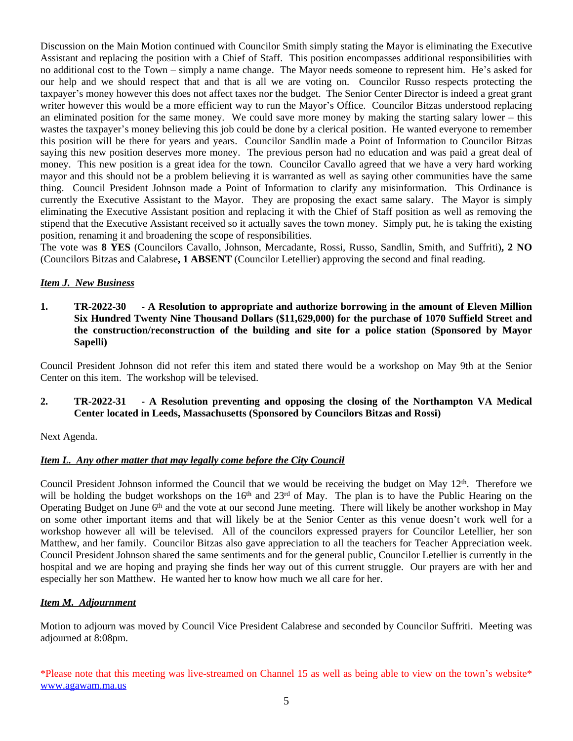Discussion on the Main Motion continued with Councilor Smith simply stating the Mayor is eliminating the Executive Assistant and replacing the position with a Chief of Staff. This position encompasses additional responsibilities with no additional cost to the Town – simply a name change. The Mayor needs someone to represent him. He's asked for our help and we should respect that and that is all we are voting on. Councilor Russo respects protecting the taxpayer's money however this does not affect taxes nor the budget. The Senior Center Director is indeed a great grant writer however this would be a more efficient way to run the Mayor's Office. Councilor Bitzas understood replacing an eliminated position for the same money. We could save more money by making the starting salary lower – this wastes the taxpayer's money believing this job could be done by a clerical position. He wanted everyone to remember this position will be there for years and years. Councilor Sandlin made a Point of Information to Councilor Bitzas saying this new position deserves more money. The previous person had no education and was paid a great deal of money. This new position is a great idea for the town. Councilor Cavallo agreed that we have a very hard working mayor and this should not be a problem believing it is warranted as well as saying other communities have the same thing. Council President Johnson made a Point of Information to clarify any misinformation. This Ordinance is currently the Executive Assistant to the Mayor. They are proposing the exact same salary. The Mayor is simply eliminating the Executive Assistant position and replacing it with the Chief of Staff position as well as removing the stipend that the Executive Assistant received so it actually saves the town money. Simply put, he is taking the existing position, renaming it and broadening the scope of responsibilities.
The vote was **8 YES** (Councilors Cavallo, Johnson, Mercadante, Rossi, Russo, Sandlin, Smith, and Suffriti)**, 2 NO** (Councilors Bitzas and Calabrese**, 1 ABSENT** (Councilor Letellier) approving the second and final reading.

***Item J. New Business***

**1. TR-2022-30 - A Resolution to appropriate and authorize borrowing in the amount of Eleven Million Six Hundred Twenty Nine Thousand Dollars ($11,629,000) for the purchase of 1070 Suffield Street and the construction/reconstruction of the building and site for a police station (Sponsored by Mayor Sapelli)**

Council President Johnson did not refer this item and stated there would be a workshop on May 9th at the Senior Center on this item. The workshop will be televised.

**2. TR-2022-31 - A Resolution preventing and opposing the closing of the Northampton VA Medical Center located in Leeds, Massachusetts (Sponsored by Councilors Bitzas and Rossi)**

Next Agenda.

***Item L. Any other matter that may legally come before the City Council***

Council President Johnson informed the Council that we would be receiving the budget on May 12th. Therefore we will be holding the budget workshops on the 16th and 23rd of May. The plan is to have the Public Hearing on the Operating Budget on June 6th and the vote at our second June meeting. There will likely be another workshop in May on some other important items and that will likely be at the Senior Center as this venue doesn't work well for a workshop however all will be televised. All of the councilors expressed prayers for Councilor Letellier, her son Matthew, and her family. Councilor Bitzas also gave appreciation to all the teachers for Teacher Appreciation week. Council President Johnson shared the same sentiments and for the general public, Councilor Letellier is currently in the hospital and we are hoping and praying she finds her way out of this current struggle. Our prayers are with her and especially her son Matthew. He wanted her to know how much we all care for her.

***Item M. Adjournment***

Motion to adjourn was moved by Council Vice President Calabrese and seconded by Councilor Suffriti. Meeting was adjourned at 8:08pm.

*Please note that this meeting was live-streamed on Channel 15 as well as being able to view on the town's website* www.agawam.ma.us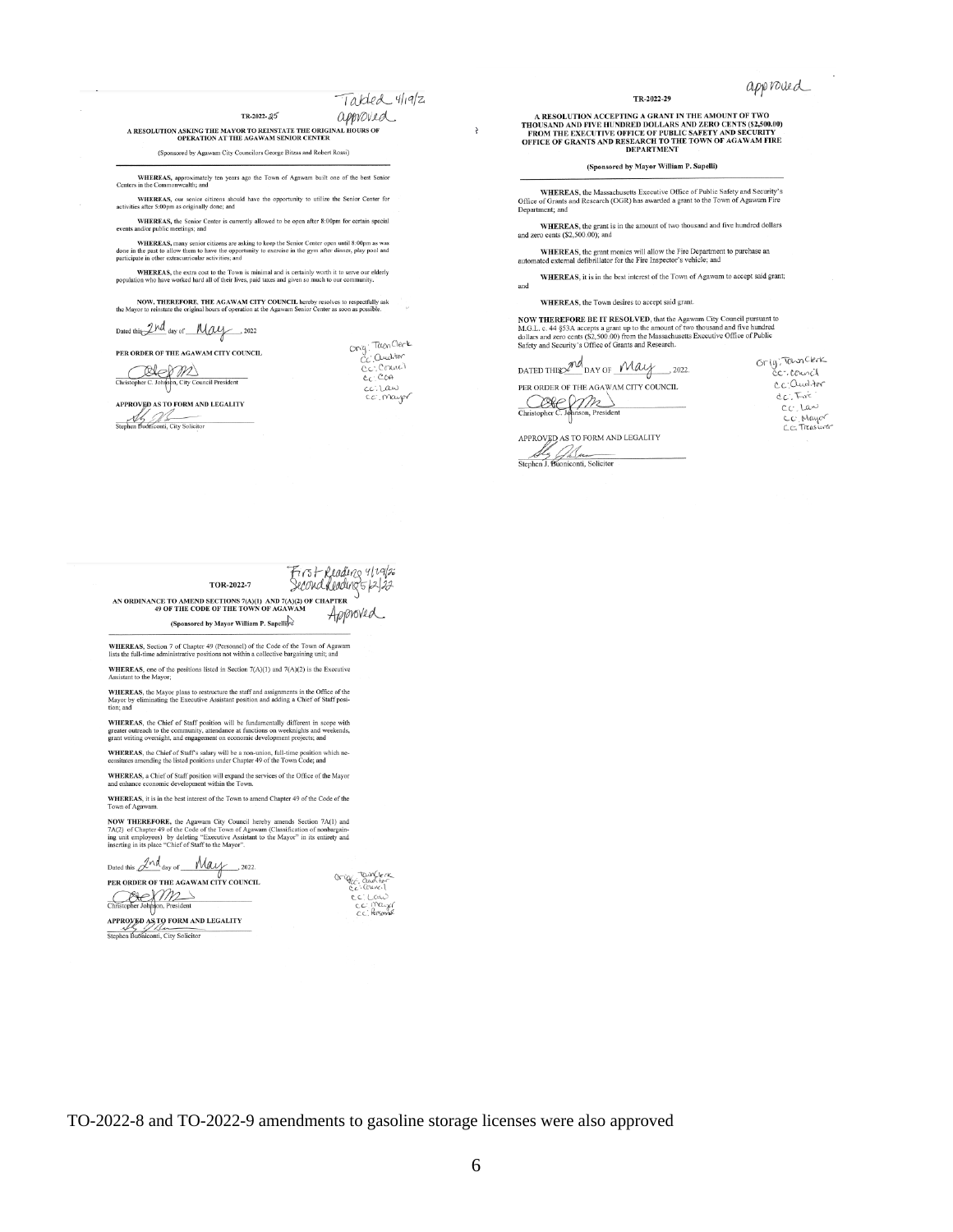Tabled 4/19/22
approved

TR-2022-25

**A RESOLUTION ASKING THE MAYOR TO REINSTATE THE ORIGINAL HOURS OF OPERATION AT THE AGAWAM SENIOR CENTER**

(Sponsored by Agawam City Councilors George Bitzas and Robert Rossi)

**WHEREAS,** approximately ten years ago the Town of Agawam built one of the best Senior Centers in the Commonwealth; and

**WHEREAS,** our senior citizens should have the opportunity to utilize the Senior Center for activities after 5:00pm as originally done; and

**WHEREAS,** the Senior Center is currently allowed to be open after 8:00pm for certain special events and/or public meetings; and

**WHEREAS,** many senior citizens are asking to keep the Senior Center open until 8:00pm as was done in the past to allow them to have the opportunity to exercise in the gym after dinner, play pool and participate in other extracurricular activities; and

**WHEREAS,** the extra cost to the Town is minimal and is certainly worth it to serve our elderly population who have worked hard all of their lives, paid taxes and given so much to our community.

**NOW, THEREFORE, THE AGAWAM CITY COUNCIL** hereby resolves to respectfully ask the Mayor to reinstate the original hours of operation at the Agawam Senior Center as soon as possible.

Dated this 2nd day of May, 2022

PER ORDER OF THE AGAWAM CITY COUNCIL

Christopher C. Johnson, City Council President

APPROVED AS TO FORM AND LEGALITY

Stephen Buoniconti, City Solicitor

Orig: Town Clerk
cc: Auditor
cc: Council
cc: COA
cc: Law
cc: Mayor

approved

TR-2022-29

**A RESOLUTION ACCEPTING A GRANT IN THE AMOUNT OF TWO THOUSAND AND FIVE HUNDRED DOLLARS AND ZERO CENTS ($2,500.00) FROM THE EXECUTIVE OFFICE OF PUBLIC SAFETY AND SECURITY OFFICE OF GRANTS AND RESEARCH TO THE TOWN OF AGAWAM FIRE DEPARTMENT**

(Sponsored by Mayor William P. Sapelli)

**WHEREAS,** the Massachusetts Executive Office of Public Safety and Security's Office of Grants and Research (OGR) has awarded a grant to the Town of Agawam Fire Department; and

**WHEREAS,** the grant is in the amount of two thousand and five hundred dollars and zero cents ($2,500.00); and

**WHEREAS,** the grant monies will allow the Fire Department to purchase an automated external defibrillator for the Fire Inspector's vehicle; and

**WHEREAS,** it is in the best interest of the Town of Agawam to accept said grant; and

**WHEREAS,** the Town desires to accept said grant.

**NOW THEREFORE BE IT RESOLVED,** that the Agawam City Council pursuant to M.G.L. c. 44 §53A accepts a grant up to the amount of two thousand and five hundred dollars and zero cents ($2,500.00) from the Massachusetts Executive Office of Public Safety and Security's Office of Grants and Research.

DATED THIS 2nd DAY OF May, 2022.

PER ORDER OF THE AGAWAM CITY COUNCIL

Christopher C. Johnson, President

APPROVED AS TO FORM AND LEGALITY

Stephen J. Buoniconti, Solicitor

Orig: Town Clerk
cc: Council
cc: Auditor
cc: Fire
cc: Law
cc: Mayor
cc: Treasurer

First Reading 4/19/22
Second Reading 5/2/22
Approved

TOR-2022-7

**AN ORDINANCE TO AMEND SECTIONS 7(A)(1) AND 7(A)(2) OF CHAPTER 49 OF THE CODE OF THE TOWN OF AGAWAM**

(Sponsored by Mayor William P. Sapelli)

**WHEREAS,** Section 7 of Chapter 49 (Personnel) of the Code of the Town of Agawam lists the full-time administrative positions not within a collective bargaining unit; and

**WHEREAS,** one of the positions listed in Section 7(A)(1) and 7(A)(2) is the Executive Assistant to the Mayor;

**WHEREAS,** the Mayor plans to restructure the staff and assignments in the Office of the Mayor by eliminating the Executive Assistant position and adding a Chief of Staff position; and

**WHEREAS,** the Chief of Staff position will be fundamentally different in scope with greater outreach to the community, attendance at functions on weeknights and weekends, grant writing oversight, and engagement on economic development projects; and

**WHEREAS,** the Chief of Staff's salary will be a non-union, full-time position which necessitates amending the listed positions under Chapter 49 of the Town Code; and

**WHEREAS,** a Chief of Staff position will expand the services of the Office of the Mayor and enhance economic development within the Town.

**WHEREAS,** it is in the best interest of the Town to amend Chapter 49 of the Code of the Town of Agawam.

**NOW THEREFORE,** the Agawam City Council hereby amends Section 7A(1) and 7A(2) of Chapter 49 of the Code of the Town of Agawam (Classification of nonbargaining unit employees) by deleting "Executive Assistant to the Mayor" in its entirety and inserting in its place "Chief of Staff to the Mayor".

Dated this 2nd day of May, 2022.

PER ORDER OF THE AGAWAM CITY COUNCIL

Christopher Johnson, President

APPROVED AS TO FORM AND LEGALITY

Stephen Buoniconti, City Solicitor

Orig: Town Clerk
cc: Auditor
cc: Council
cc: Law
cc: Mayor
cc: Personnel

TO-2022-8 and TO-2022-9 amendments to gasoline storage licenses were also approved